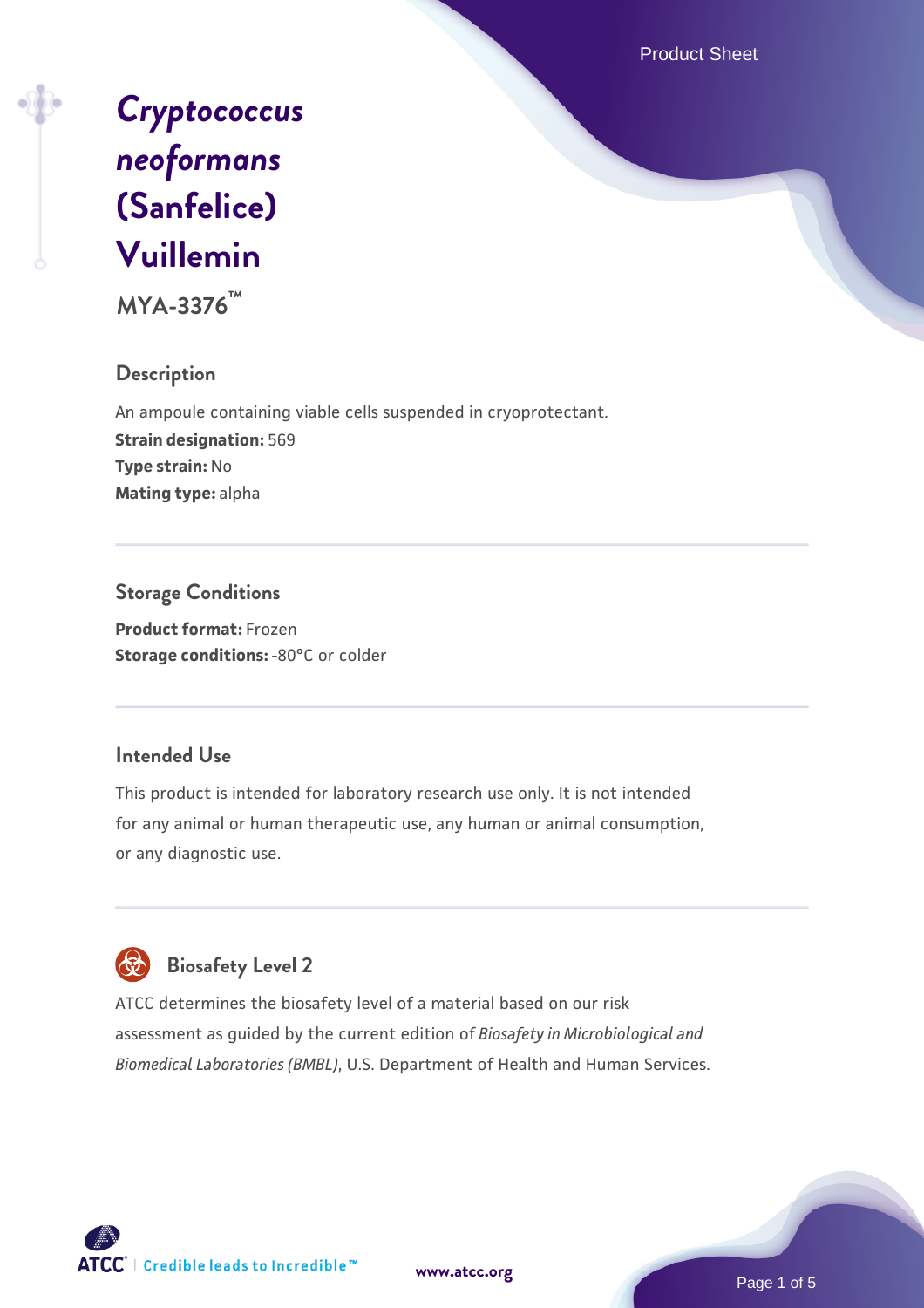# *Cryptococcus neoformans* (Sanfelice) Vuillemin

**MYA-3376™**

## Description

An ampoule containing viable cells suspended in cryoprotectant.

**Strain designation:** 569

**Type strain:** No

**Mating type:** alpha

## Storage Conditions

**Product format:** Frozen

**Storage conditions:** -80°C or colder

## Intended Use

This product is intended for laboratory research use only. It is not intended for any animal or human therapeutic use, any human or animal consumption, or any diagnostic use.

## Biosafety Level 2

ATCC determines the biosafety level of a material based on our risk assessment as guided by the current edition of *Biosafety in Microbiological and Biomedical Laboratories (BMBL)*, U.S. Department of Health and Human Services.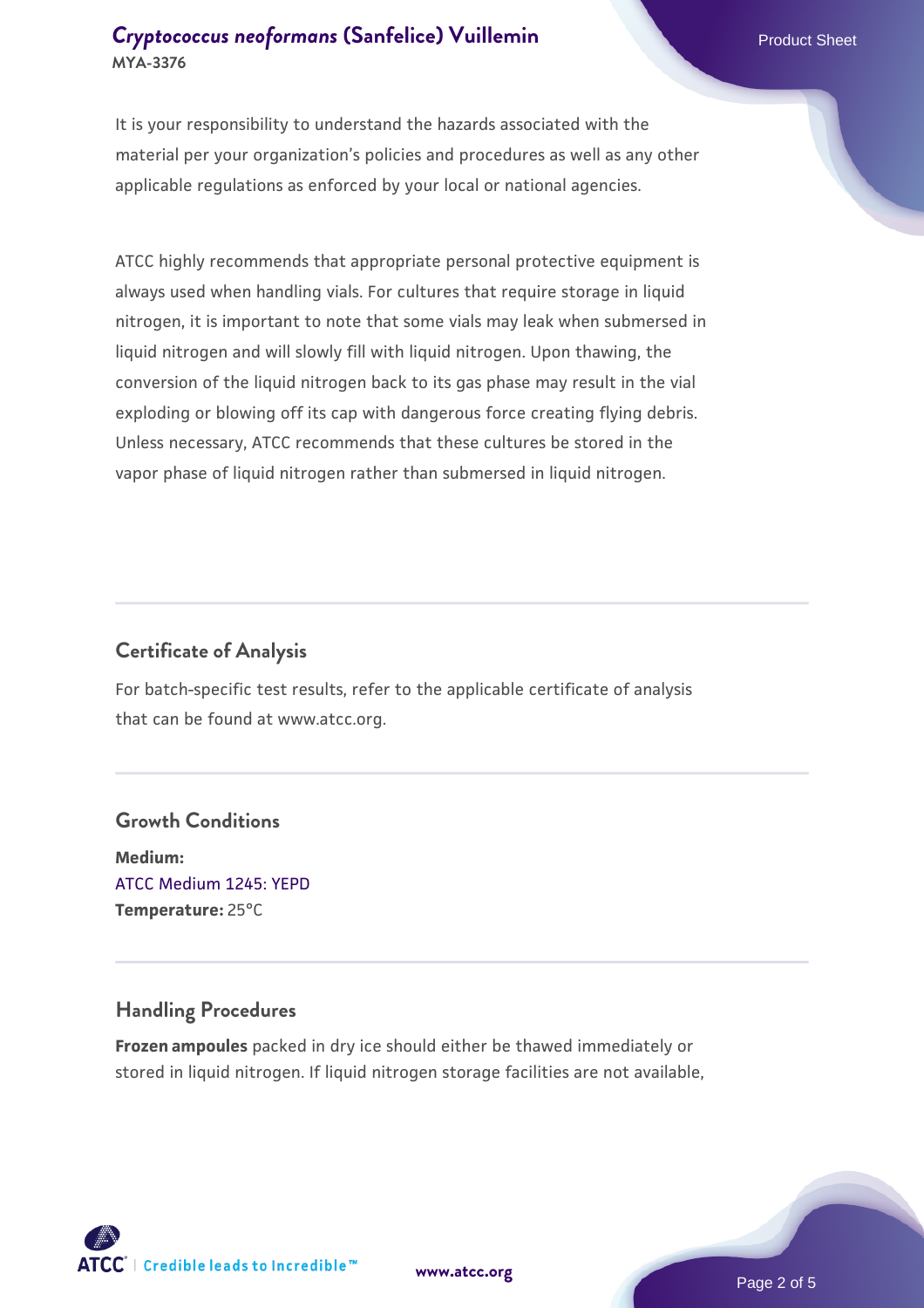It is your responsibility to understand the hazards associated with the material per your organization's policies and procedures as well as any other applicable regulations as enforced by your local or national agencies.

ATCC highly recommends that appropriate personal protective equipment is always used when handling vials. For cultures that require storage in liquid nitrogen, it is important to note that some vials may leak when submersed in liquid nitrogen and will slowly fill with liquid nitrogen. Upon thawing, the conversion of the liquid nitrogen back to its gas phase may result in the vial exploding or blowing off its cap with dangerous force creating flying debris. Unless necessary, ATCC recommends that these cultures be stored in the vapor phase of liquid nitrogen rather than submersed in liquid nitrogen.

## Certificate of Analysis

For batch-specific test results, refer to the applicable certificate of analysis that can be found at www.atcc.org.

## Growth Conditions

**Medium:**
ATCC Medium 1245: YEPD
**Temperature:** 25°C

## Handling Procedures

**Frozen ampoules** packed in dry ice should either be thawed immediately or stored in liquid nitrogen. If liquid nitrogen storage facilities are not available,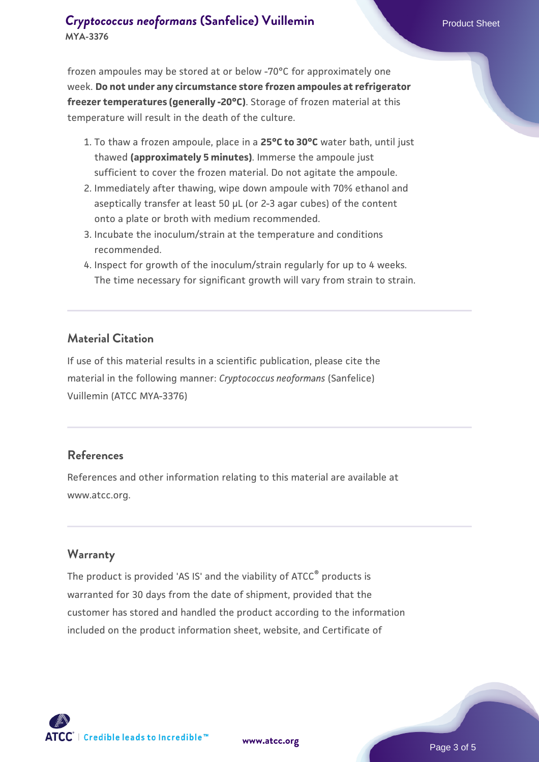frozen ampoules may be stored at or below -70°C for approximately one week. **Do not under any circumstance store frozen ampoules at refrigerator freezer temperatures (generally -20°C)**. Storage of frozen material at this temperature will result in the death of the culture.

1. To thaw a frozen ampoule, place in a **25°C to 30°C** water bath, until just thawed **(approximately 5 minutes)**. Immerse the ampoule just sufficient to cover the frozen material. Do not agitate the ampoule.
2. Immediately after thawing, wipe down ampoule with 70% ethanol and aseptically transfer at least 50 µL (or 2-3 agar cubes) of the content onto a plate or broth with medium recommended.
3. Incubate the inoculum/strain at the temperature and conditions recommended.
4. Inspect for growth of the inoculum/strain regularly for up to 4 weeks. The time necessary for significant growth will vary from strain to strain.

## Material Citation

If use of this material results in a scientific publication, please cite the material in the following manner: *Cryptococcus neoformans* (Sanfelice) Vuillemin (ATCC MYA-3376)

## References

References and other information relating to this material are available at www.atcc.org.

## Warranty

The product is provided 'AS IS' and the viability of ATCC® products is warranted for 30 days from the date of shipment, provided that the customer has stored and handled the product according to the information included on the product information sheet, website, and Certificate of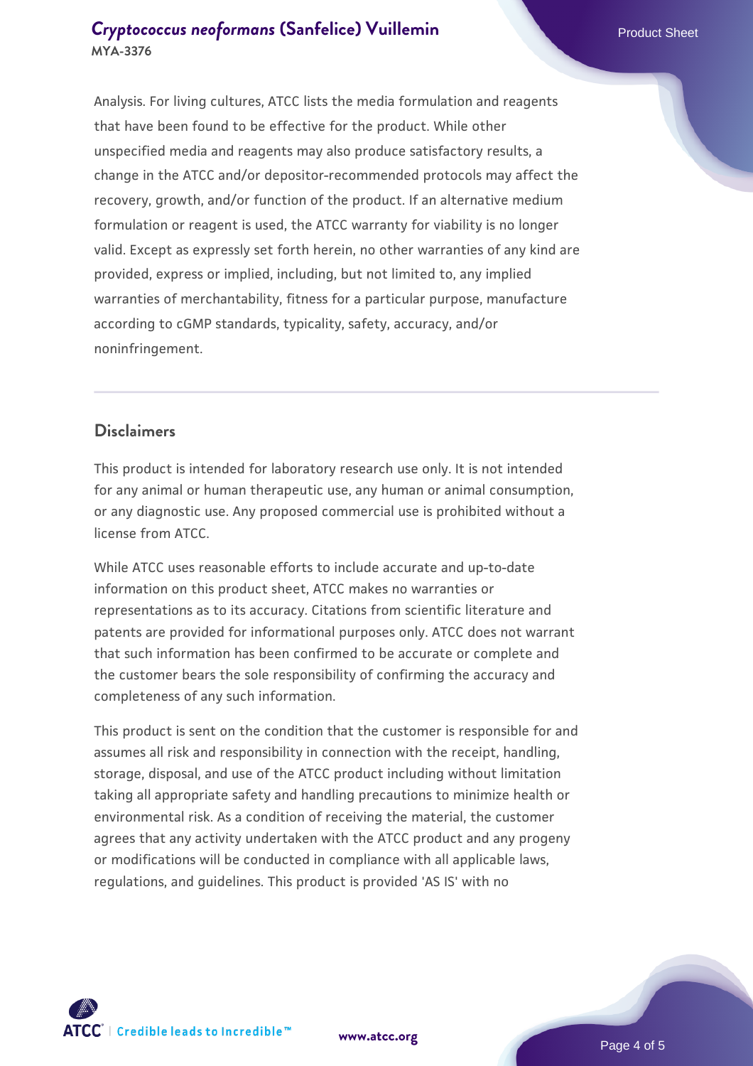Analysis. For living cultures, ATCC lists the media formulation and reagents that have been found to be effective for the product. While other unspecified media and reagents may also produce satisfactory results, a change in the ATCC and/or depositor-recommended protocols may affect the recovery, growth, and/or function of the product. If an alternative medium formulation or reagent is used, the ATCC warranty for viability is no longer valid. Except as expressly set forth herein, no other warranties of any kind are provided, express or implied, including, but not limited to, any implied warranties of merchantability, fitness for a particular purpose, manufacture according to cGMP standards, typicality, safety, accuracy, and/or noninfringement.

## Disclaimers

This product is intended for laboratory research use only. It is not intended for any animal or human therapeutic use, any human or animal consumption, or any diagnostic use. Any proposed commercial use is prohibited without a license from ATCC.

While ATCC uses reasonable efforts to include accurate and up-to-date information on this product sheet, ATCC makes no warranties or representations as to its accuracy. Citations from scientific literature and patents are provided for informational purposes only. ATCC does not warrant that such information has been confirmed to be accurate or complete and the customer bears the sole responsibility of confirming the accuracy and completeness of any such information.

This product is sent on the condition that the customer is responsible for and assumes all risk and responsibility in connection with the receipt, handling, storage, disposal, and use of the ATCC product including without limitation taking all appropriate safety and handling precautions to minimize health or environmental risk. As a condition of receiving the material, the customer agrees that any activity undertaken with the ATCC product and any progeny or modifications will be conducted in compliance with all applicable laws, regulations, and guidelines. This product is provided 'AS IS' with no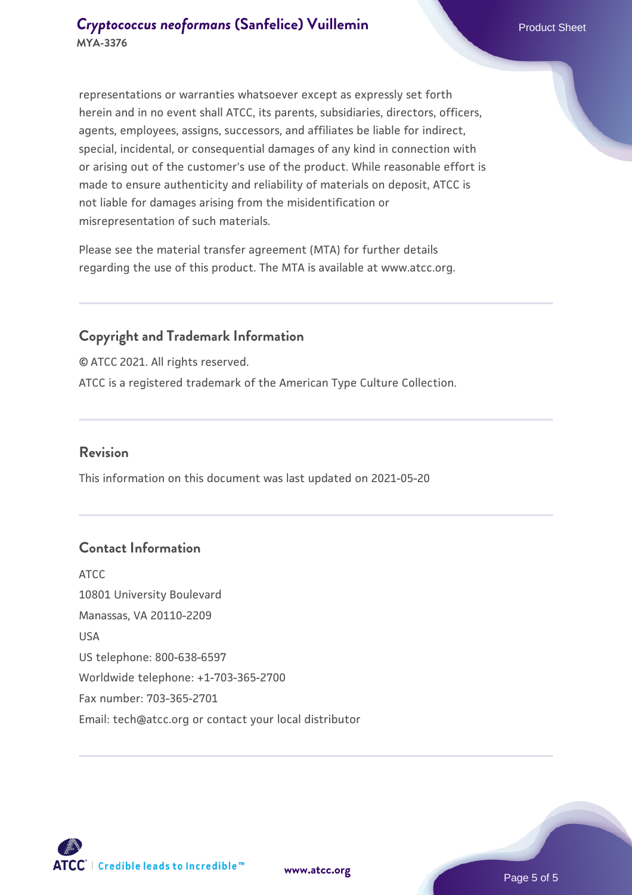representations or warranties whatsoever except as expressly set forth herein and in no event shall ATCC, its parents, subsidiaries, directors, officers, agents, employees, assigns, successors, and affiliates be liable for indirect, special, incidental, or consequential damages of any kind in connection with or arising out of the customer's use of the product. While reasonable effort is made to ensure authenticity and reliability of materials on deposit, ATCC is not liable for damages arising from the misidentification or misrepresentation of such materials.

Please see the material transfer agreement (MTA) for further details regarding the use of this product. The MTA is available at www.atcc.org.

## Copyright and Trademark Information

© ATCC 2021. All rights reserved.

ATCC is a registered trademark of the American Type Culture Collection.

## Revision

This information on this document was last updated on 2021-05-20

## Contact Information

ATCC
10801 University Boulevard
Manassas, VA 20110-2209
USA
US telephone: 800-638-6597
Worldwide telephone: +1-703-365-2700
Fax number: 703-365-2701
Email: tech@atcc.org or contact your local distributor